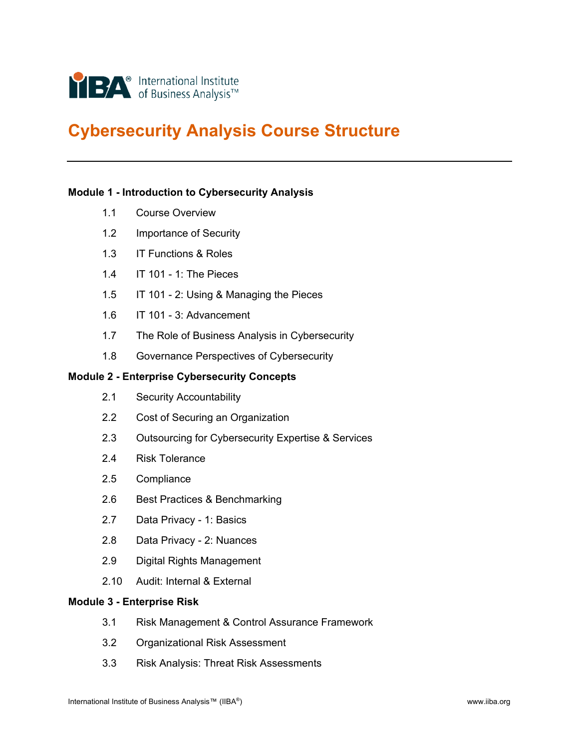# Cybersecurity Analysis Course Structure

---

**Module 1 - Introduction to Cybersecurity Analysis**

- 1.1 Course Overview
- 1.2 Importance of Security
- 1.3 IT Functions & Roles
- 1.4 IT 101 - 1: The Pieces
- 1.5 IT 101 - 2: Using & Managing the Pieces
- 1.6 IT 101 - 3: Advancement
- 1.7 The Role of Business Analysis in Cybersecurity
- 1.8 Governance Perspectives of Cybersecurity

**Module 2 - Enterprise Cybersecurity Concepts**

- 2.1 Security Accountability
- 2.2 Cost of Securing an Organization
- 2.3 Outsourcing for Cybersecurity Expertise & Services
- 2.4 Risk Tolerance
- 2.5 Compliance
- 2.6 Best Practices & Benchmarking
- 2.7 Data Privacy - 1: Basics
- 2.8 Data Privacy - 2: Nuances
- 2.9 Digital Rights Management
- 2.10 Audit: Internal & External

**Module 3 - Enterprise Risk**

- 3.1 Risk Management & Control Assurance Framework
- 3.2 Organizational Risk Assessment
- 3.3 Risk Analysis: Threat Risk Assessments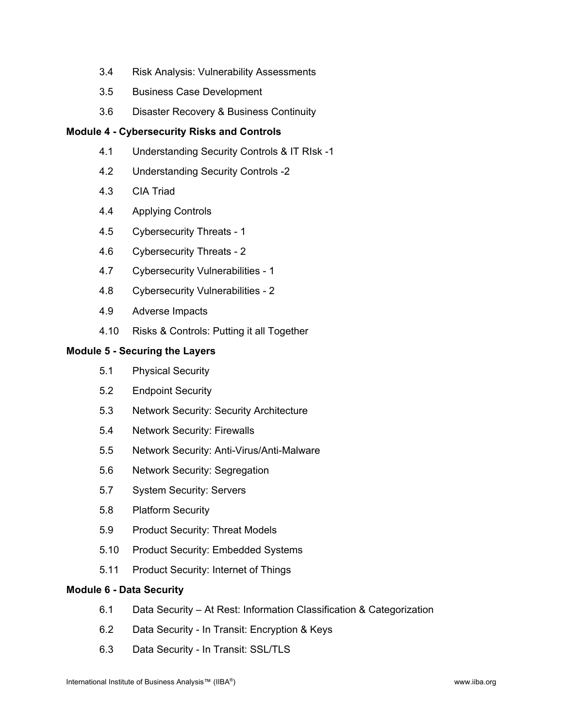3.4 Risk Analysis: Vulnerability Assessments

3.5 Business Case Development

3.6 Disaster Recovery & Business Continuity

**Module 4 - Cybersecurity Risks and Controls**

4.1 Understanding Security Controls & IT RIsk -1

4.2 Understanding Security Controls -2

4.3 CIA Triad

4.4 Applying Controls

4.5 Cybersecurity Threats - 1

4.6 Cybersecurity Threats - 2

4.7 Cybersecurity Vulnerabilities - 1

4.8 Cybersecurity Vulnerabilities - 2

4.9 Adverse Impacts

4.10 Risks & Controls: Putting it all Together

**Module 5 - Securing the Layers**

5.1 Physical Security

5.2 Endpoint Security

5.3 Network Security: Security Architecture

5.4 Network Security: Firewalls

5.5 Network Security: Anti-Virus/Anti-Malware

5.6 Network Security: Segregation

5.7 System Security: Servers

5.8 Platform Security

5.9 Product Security: Threat Models

5.10 Product Security: Embedded Systems

5.11 Product Security: Internet of Things

**Module 6 - Data Security**

6.1 Data Security – At Rest: Information Classification & Categorization

6.2 Data Security - In Transit: Encryption & Keys

6.3 Data Security - In Transit: SSL/TLS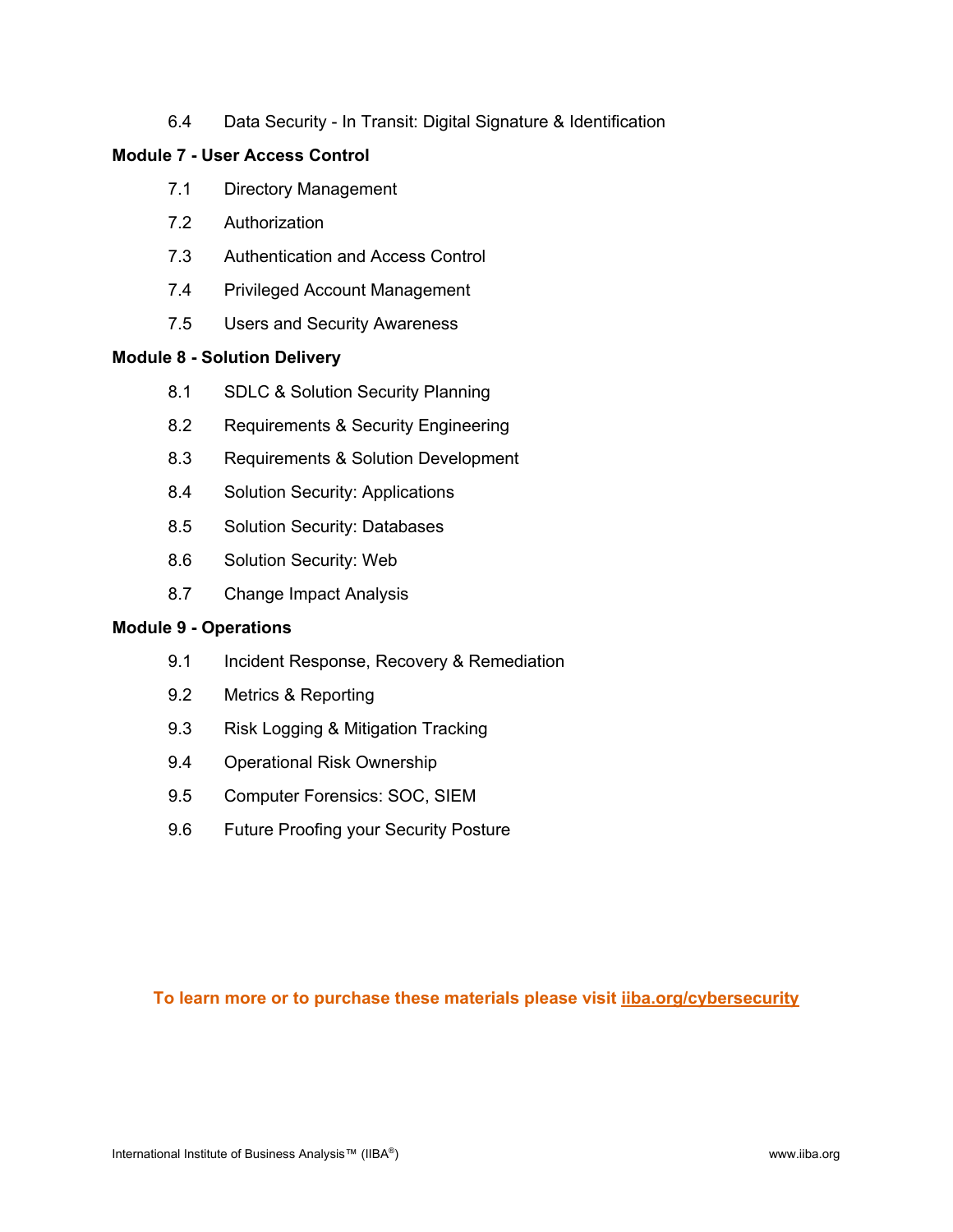6.4 Data Security - In Transit: Digital Signature & Identification

**Module 7 - User Access Control**

7.1 Directory Management

7.2 Authorization

7.3 Authentication and Access Control

7.4 Privileged Account Management

7.5 Users and Security Awareness

**Module 8 - Solution Delivery**

8.1 SDLC & Solution Security Planning

8.2 Requirements & Security Engineering

8.3 Requirements & Solution Development

8.4 Solution Security: Applications

8.5 Solution Security: Databases

8.6 Solution Security: Web

8.7 Change Impact Analysis

**Module 9 - Operations**

9.1 Incident Response, Recovery & Remediation

9.2 Metrics & Reporting

9.3 Risk Logging & Mitigation Tracking

9.4 Operational Risk Ownership

9.5 Computer Forensics: SOC, SIEM

9.6 Future Proofing your Security Posture

**To learn more or to purchase these materials please visit iiba.org/cybersecurity**